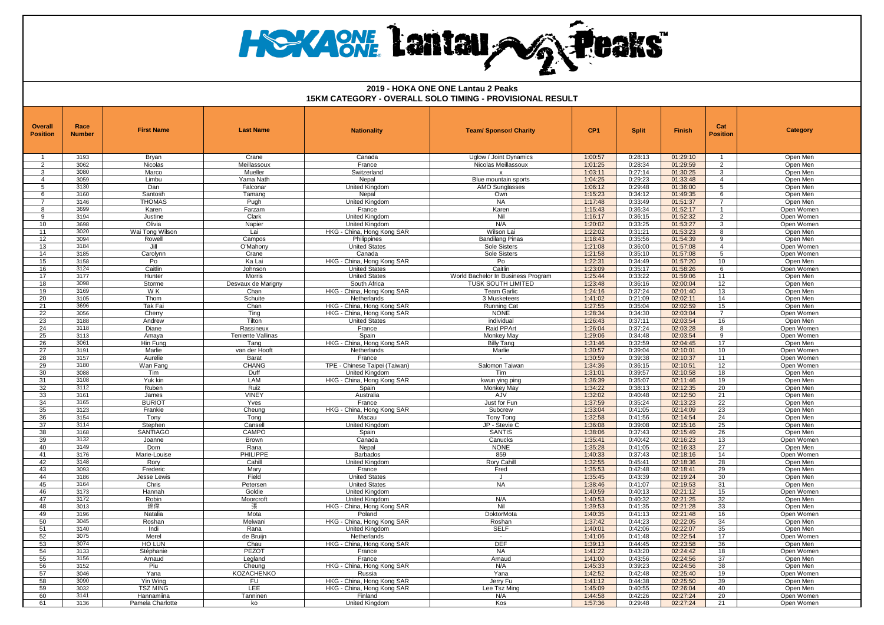# 2019 - HOKA ONE ONE Lantau 2 Peaks

## 15KM CATEGORY - OVERALL SOLO TIMING - PROVISIONAL RESULT

| Overall Position | Race Number | First Name | Last Name | Nationality | Team/ Sponsor/ Charity | CP1 | Split | Finish | Cat Position | Category |
|---|---|---|---|---|---|---|---|---|---|---|
| 1 | 3193 | Bryan | Crane | Canada | Uglow / Joint Dynamics | 1:00:57 | 0:28:13 | 01:29:10 | 1 | Open Men |
| 2 | 3062 | Nicolas | Meillassoux | France | Nicolas Meillassoux | 1:01:25 | 0:28:34 | 01:29:59 | 2 | Open Men |
| 3 | 3080 | Marco | Mueller | Switzerland | x | 1:03:11 | 0:27:14 | 01:30:25 | 3 | Open Men |
| 4 | 3059 | Limbu | Yama Nath | Nepal | Blue mountain sports | 1:04:25 | 0:29:23 | 01:33:48 | 4 | Open Men |
| 5 | 3130 | Dan | Falconar | United Kingdom | AMO Sunglasses | 1:06:12 | 0:29:48 | 01:36:00 | 5 | Open Men |
| 6 | 3160 | Santosh | Tamang | Nepal | Own | 1:15:23 | 0:34:12 | 01:49:35 | 6 | Open Men |
| 7 | 3146 | THOMAS | Pugh | United Kingdom | NA | 1:17:48 | 0:33:49 | 01:51:37 | 7 | Open Men |
| 8 | 3699 | Karen | Farzam | France | Karen | 1:15:43 | 0:36:34 | 01:52:17 | 1 | Open Women |
| 9 | 3194 | Justine | Clark | United Kingdom | Nil | 1:16:17 | 0:36:15 | 01:52:32 | 2 | Open Women |
| 10 | 3698 | Olivia | Napier | United Kingdom | N/A | 1:20:02 | 0:33:25 | 01:53:27 | 3 | Open Women |
| 11 | 3020 | Wai Tong Wilson | Lai | HKG - China, Hong Kong SAR | Wilson Lai | 1:22:02 | 0:31:21 | 01:53:23 | 8 | Open Men |
| 12 | 3094 | Rowell | Campos | Philippines | Bandilang Pinas | 1:18:43 | 0:35:56 | 01:54:39 | 9 | Open Men |
| 13 | 3184 | Jill | O'Mahony | United States | Sole Sisters | 1:21:08 | 0:36:00 | 01:57:08 | 4 | Open Women |
| 14 | 3185 | Carolynn | Crane | Canada | Sole Sisters | 1:21:58 | 0:35:10 | 01:57:08 | 5 | Open Women |
| 15 | 3158 | Po | Ka Lai | HKG - China, Hong Kong SAR | Po | 1:22:31 | 0:34:49 | 01:57:20 | 10 | Open Men |
| 16 | 3124 | Caitlin | Johnson | United States | Caitlin | 1:23:09 | 0:35:17 | 01:58:26 | 6 | Open Women |
| 17 | 3177 | Hunter | Morris | United States | World Bachelor In Business Program | 1:25:44 | 0:33:22 | 01:59:06 | 11 | Open Men |
| 18 | 3098 | Storme | Desvaux de Marigny | South Africa | TUSK SOUTH LIMITED | 1:23:48 | 0:36:16 | 02:00:04 | 12 | Open Men |
| 19 | 3169 | W K | Chan | HKG - China, Hong Kong SAR | Team Garlic | 1:24:16 | 0:37:24 | 02:01:40 | 13 | Open Men |
| 20 | 3105 | Thom | Schuite | Netherlands | 3 Musketeers | 1:41:02 | 0:21:09 | 02:02:11 | 14 | Open Men |
| 21 | 3696 | Tak Fai | Chan | HKG - China, Hong Kong SAR | Running Cat | 1:27:55 | 0:35:04 | 02:02:59 | 15 | Open Men |
| 22 | 3056 | Cherry | Ting | HKG - China, Hong Kong SAR | NONE | 1:28:34 | 0:34:30 | 02:03:04 | 7 | Open Women |
| 23 | 3188 | Andrew | Tilton | United States | individual | 1:26:43 | 0:37:11 | 02:03:54 | 16 | Open Men |
| 24 | 3118 | Diane | Rassineux | France | Raid PPArt | 1:26:04 | 0:37:24 | 02:03:28 | 8 | Open Women |
| 25 | 3113 | Amaya | Teniente Vallinas | Spain | Monkey May | 1:29:06 | 0:34:48 | 02:03:54 | 9 | Open Women |
| 26 | 3061 | Hin Fung | Tang | HKG - China, Hong Kong SAR | Billy Tang | 1:31:46 | 0:32:59 | 02:04:45 | 17 | Open Men |
| 27 | 3191 | Marlie | van der Hooft | Netherlands | Marlie | 1:30:57 | 0:39:04 | 02:10:01 | 10 | Open Women |
| 28 | 3157 | Aurelie | Barat | France | - | 1:30:59 | 0:39:38 | 02:10:37 | 11 | Open Women |
| 29 | 3180 | Wan Fang | CHANG | TPE - Chinese Taipei (Taiwan) | Salomon Taiwan | 1:34:36 | 0:36:15 | 02:10:51 | 12 | Open Women |
| 30 | 3088 | Tim | Duff | United Kingdom | Tim | 1:31:01 | 0:39:57 | 02:10:58 | 18 | Open Men |
| 31 | 3108 | Yuk kin | LAM | HKG - China, Hong Kong SAR | kwun ying ping | 1:36:39 | 0:35:07 | 02:11:46 | 19 | Open Men |
| 32 | 3112 | Ruben | Ruiz | Spain | Monkey May | 1:34:22 | 0:38:13 | 02:12:35 | 20 | Open Men |
| 33 | 3161 | James | VINEY | Australia | AJV | 1:32:02 | 0:40:48 | 02:12:50 | 21 | Open Men |
| 34 | 3165 | BURIOT | Yves | France | Just for Fun | 1:37:59 | 0:35:24 | 02:13:23 | 22 | Open Men |
| 35 | 3123 | Frankie | Cheung | HKG - China, Hong Kong SAR | Subcrew | 1:33:04 | 0:41:05 | 02:14:09 | 23 | Open Men |
| 36 | 3154 | Tony | Tong | Macau | Tony Tong | 1:32:58 | 0:41:56 | 02:14:54 | 24 | Open Men |
| 37 | 3114 | Stephen | Cansell | United Kingdom | JP - Stevie C | 1:36:08 | 0:39:08 | 02:15:16 | 25 | Open Men |
| 38 | 3168 | SANTIAGO | CAMPO | Spain | SANTIS | 1:38:06 | 0:37:43 | 02:15:49 | 26 | Open Men |
| 39 | 3132 | Joanne | Brown | Canada | Canucks | 1:35:41 | 0:40:42 | 02:16:23 | 13 | Open Women |
| 40 | 3149 | Dom | Rana | Nepal | NONE | 1:35:28 | 0:41:05 | 02:16:33 | 27 | Open Men |
| 41 | 3176 | Marie-Louise | PHILIPPE | Barbados | 859 | 1:40:33 | 0:37:43 | 02:18:16 | 14 | Open Women |
| 42 | 3148 | Rory | Cahill | United Kingdom | Rory Cahill | 1:32:55 | 0:45:41 | 02:18:36 | 28 | Open Men |
| 43 | 3093 | Frederic | Mary | France | Fred | 1:35:53 | 0:42:48 | 02:18:41 | 29 | Open Men |
| 44 | 3186 | Jesse Lewis | Field | United States | J | 1:35:45 | 0:43:39 | 02:19:24 | 30 | Open Men |
| 45 | 3164 | Chris | Petersen | United States | NA | 1:38:46 | 0:41:07 | 02:19:53 | 31 | Open Men |
| 46 | 3173 | Hannah | Goldie | United Kingdom | | 1:40:59 | 0:40:13 | 02:21:12 | 15 | Open Women |
| 47 | 3172 | Robin | Moorcroft | United Kingdom | N/A | 1:40:53 | 0:40:32 | 02:21:25 | 32 | Open Men |
| 48 | 3013 | 錦偉 | 張 | HKG - China, Hong Kong SAR | Nil | 1:39:53 | 0:41:35 | 02:21:28 | 33 | Open Men |
| 49 | 3196 | Natalia | Mota | Poland | DoktorMota | 1:40:35 | 0:41:13 | 02:21:48 | 16 | Open Women |
| 50 | 3045 | Roshan | Melwani | HKG - China, Hong Kong SAR | Roshan | 1:37:42 | 0:44:23 | 02:22:05 | 34 | Open Men |
| 51 | 3140 | Indi | Rana | United Kingdom | SELF | 1:40:01 | 0:42:06 | 02:22:07 | 35 | Open Men |
| 52 | 3075 | Merel | de Bruijn | Netherlands | - | 1:41:06 | 0:41:48 | 02:22:54 | 17 | Open Women |
| 53 | 3074 | HO LUN | Chau | HKG - China, Hong Kong SAR | DEF | 1:39:13 | 0:44:45 | 02:23:58 | 36 | Open Men |
| 54 | 3133 | Stéphanie | PEZOT | France | NA | 1:41:22 | 0:43:20 | 02:24:42 | 18 | Open Women |
| 55 | 3156 | Arnaud | Legland | France | Arnaud | 1:41:00 | 0:43:56 | 02:24:56 | 37 | Open Men |
| 56 | 3152 | Piu | Cheung | HKG - China, Hong Kong SAR | N/A | 1:45:33 | 0:39:23 | 02:24:56 | 38 | Open Men |
| 57 | 3046 | Yana | KOZACHENKO | Russia | Yana | 1:42:52 | 0:42:48 | 02:25:40 | 19 | Open Women |
| 58 | 3090 | Yin Wing | FU | HKG - China, Hong Kong SAR | Jerry Fu | 1:41:12 | 0:44:38 | 02:25:50 | 39 | Open Men |
| 59 | 3032 | TSZ MING | LEE | HKG - China, Hong Kong SAR | Lee Tsz Ming | 1:45:09 | 0:40:55 | 02:26:04 | 40 | Open Men |
| 60 | 3141 | Hannamiina | Tanninen | Finland | N/A | 1:44:58 | 0:42:26 | 02:27:24 | 20 | Open Women |
| 61 | 3136 | Pamela Charlotte | ko | United Kingdom | Kos | 1:57:36 | 0:29:48 | 02:27:24 | 21 | Open Women |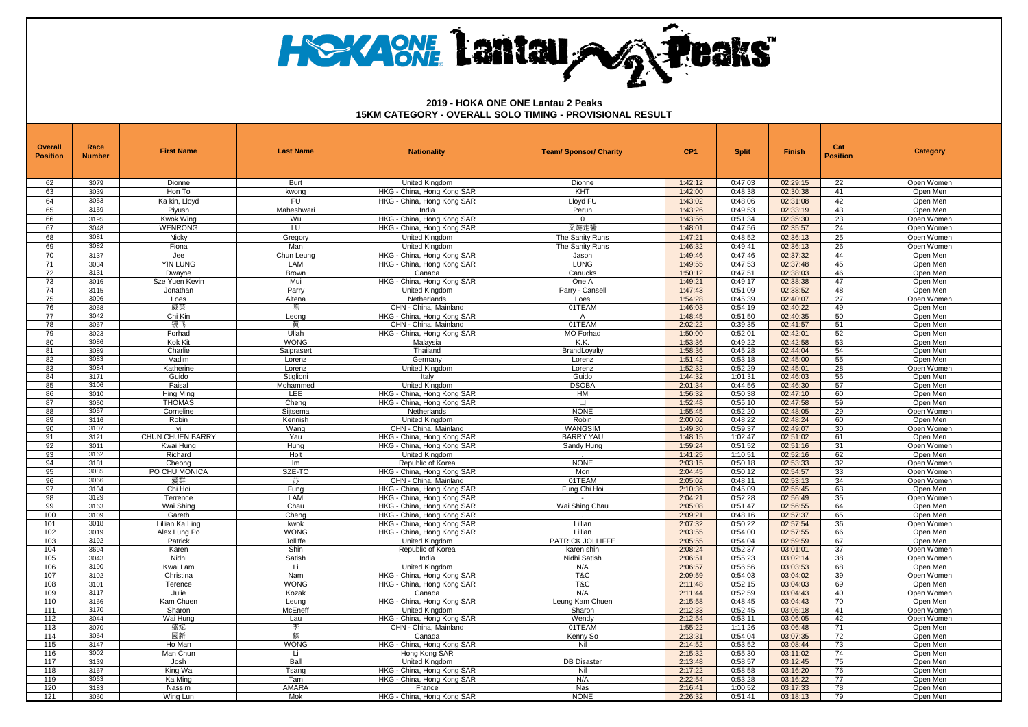## 2019 - HOKA ONE ONE Lantau 2 Peaks

### 15KM CATEGORY - OVERALL SOLO TIMING - PROVISIONAL RESULT

| Overall Position | Race Number | First Name | Last Name | Nationality | Team/ Sponsor/ Charity | CP1 | Split | Finish | Cat Position | Category |
|---|---|---|---|---|---|---|---|---|---|---|
| 62 | 3079 | Dionne | Burt | United Kingdom | Dionne | 1:42:12 | 0:47:03 | 02:29:15 | 22 | Open Women |
| 63 | 3039 | Hon To | kwong | HKG - China, Hong Kong SAR | KHT | 1:42:00 | 0:48:38 | 02:30:38 | 41 | Open Men |
| 64 | 3053 | Ka kin, Lloyd | FU | HKG - China, Hong Kong SAR | Lloyd FU | 1:43:02 | 0:48:06 | 02:31:08 | 42 | Open Men |
| 65 | 3159 | Piyush | Maheshwari | India | Perun | 1:43:26 | 0:49:53 | 02:33:19 | 43 | Open Men |
| 66 | 3195 | Kwok Wing | Wu | HKG - China, Hong Kong SAR | 0 | 1:43:56 | 0:51:34 | 02:35:30 | 23 | Open Women |
| 67 | 3048 | WENRONG | LU | HKG - China, Hong Kong SAR | 叉燒走醬 | 1:48:01 | 0:47:56 | 02:35:57 | 24 | Open Women |
| 68 | 3081 | Nicky | Gregory | United Kingdom | The Sanity Runs | 1:47:21 | 0:48:52 | 02:36:13 | 25 | Open Women |
| 69 | 3082 | Fiona | Man | United Kingdom | The Sanity Runs | 1:46:32 | 0:49:41 | 02:36:13 | 26 | Open Women |
| 70 | 3137 | Jee | Chun Leung | HKG - China, Hong Kong SAR | Jason | 1:49:46 | 0:47:46 | 02:37:32 | 44 | Open Men |
| 71 | 3034 | YIN LUNG | LAM | HKG - China, Hong Kong SAR | LUNG | 1:49:55 | 0:47:53 | 02:37:48 | 45 | Open Men |
| 72 | 3131 | Dwayne | Brown | Canada | Canucks | 1:50:12 | 0:47:51 | 02:38:03 | 46 | Open Men |
| 73 | 3016 | Sze Yuen Kevin | Mui | HKG - China, Hong Kong SAR | One A | 1:49:21 | 0:49:17 | 02:38:38 | 47 | Open Men |
| 74 | 3115 | Jonathan | Parry | United Kingdom | Parry - Cansell | 1:47:43 | 0:51:09 | 02:38:52 | 48 | Open Men |
| 75 | 3096 | Loes | Altena | Netherlands | Loes | 1:54:28 | 0:45:39 | 02:40:07 | 27 | Open Women |
| 76 | 3068 | 威英 | 陈 | CHN - China, Mainland | 01TEAM | 1:46:03 | 0:54:19 | 02:40:22 | 49 | Open Men |
| 77 | 3042 | Chi Kin | Leong | HKG - China, Hong Kong SAR | A | 1:48:45 | 0:51:50 | 02:40:35 | 50 | Open Men |
| 78 | 3067 | 镜飞 | 黄 | CHN - China, Mainland | 01TEAM | 2:02:22 | 0:39:35 | 02:41:57 | 51 | Open Men |
| 79 | 3023 | Forhad | Ullah | HKG - China, Hong Kong SAR | MO Forhad | 1:50:00 | 0:52:01 | 02:42:01 | 52 | Open Men |
| 80 | 3086 | Kok Kit | WONG | Malaysia | K.K. | 1:53:36 | 0:49:22 | 02:42:58 | 53 | Open Men |
| 81 | 3089 | Charlie | Saiprasert | Thailand | BrandLoyalty | 1:58:36 | 0:45:28 | 02:44:04 | 54 | Open Men |
| 82 | 3083 | Vadim | Lorenz | Germany | Lorenz | 1:51:42 | 0:53:18 | 02:45:00 | 55 | Open Men |
| 83 | 3084 | Katherine | Lorenz | United Kingdom | Lorenz | 1:52:32 | 0:52:29 | 02:45:01 | 28 | Open Women |
| 84 | 3171 | Guido | Stiglioni | Italy | Guido | 1:44:32 | 1:01:31 | 02:46:03 | 56 | Open Men |
| 85 | 3106 | Faisal | Mohammed | United Kingdom | DSOBA | 2:01:34 | 0:44:56 | 02:46:30 | 57 | Open Men |
| 86 | 3010 | Hing Ming | LEE | HKG - China, Hong Kong SAR | HM | 1:56:32 | 0:50:38 | 02:47:10 | 60 | Open Men |
| 87 | 3050 | THOMAS | Cheng | HKG - China, Hong Kong SAR | 山 | 1:52:48 | 0:55:10 | 02:47:58 | 59 | Open Men |
| 88 | 3057 | Corneline | Sijtsema | Netherlands | NONE | 1:55:45 | 0:52:20 | 02:48:05 | 29 | Open Women |
| 89 | 3116 | Robin | Kennish | United Kingdom | Robin | 2:00:02 | 0:48:22 | 02:48:24 | 60 | Open Men |
| 90 | 3107 | yi | Wang | CHN - China, Mainland | WANGSIM | 1:49:30 | 0:59:37 | 02:49:07 | 30 | Open Women |
| 91 | 3121 | CHUN CHUEN BARRY | Yau | HKG - China, Hong Kong SAR | BARRY YAU | 1:48:15 | 1:02:47 | 02:51:02 | 61 | Open Men |
| 92 | 3011 | Kwai Hung | Hung | HKG - China, Hong Kong SAR | Sandy Hung | 1:59:24 | 0:51:52 | 02:51:16 | 31 | Open Women |
| 93 | 3162 | Richard | Holt | United Kingdom | . | 1:41:25 | 1:10:51 | 02:52:16 | 62 | Open Men |
| 94 | 3181 | Cheong | Im | Republic of Korea | NONE | 2:03:15 | 0:50:18 | 02:53:33 | 32 | Open Women |
| 95 | 3085 | PO CHU MONICA | SZE-TO | HKG - China, Hong Kong SAR | Mon | 2:04:45 | 0:50:12 | 02:54:57 | 33 | Open Women |
| 96 | 3066 | 爱群 | 苏 | CHN - China, Mainland | 01TEAM | 2:05:02 | 0:48:11 | 02:53:13 | 34 | Open Women |
| 97 | 3104 | Chi Hoi | Fung | HKG - China, Hong Kong SAR | Fung Chi Hoi | 2:10:36 | 0:45:09 | 02:55:45 | 63 | Open Men |
| 98 | 3129 | Terrence | LAM | HKG - China, Hong Kong SAR | . | 2:04:21 | 0:52:28 | 02:56:49 | 35 | Open Women |
| 99 | 3163 | Wai Shing | Chau | HKG - China, Hong Kong SAR | Wai Shing Chau | 2:05:08 | 0:51:47 | 02:56:55 | 64 | Open Men |
| 100 | 3109 | Gareth | Cheng | HKG - China, Hong Kong SAR | . | 2:09:21 | 0:48:16 | 02:57:37 | 65 | Open Men |
| 101 | 3018 | Lillian Ka Ling | kwok | HKG - China, Hong Kong SAR | Lillian | 2:07:32 | 0:50:22 | 02:57:54 | 36 | Open Women |
| 102 | 3019 | Alex Lung Po | WONG | HKG - China, Hong Kong SAR | Lillian | 2:03:55 | 0:54:00 | 02:57:55 | 66 | Open Men |
| 103 | 3192 | Patrick | Jolliffe | United Kingdom | PATRICK JOLLIFFE | 2:05:55 | 0:54:04 | 02:59:59 | 67 | Open Men |
| 104 | 3694 | Karen | Shin | Republic of Korea | karen shin | 2:08:24 | 0:52:37 | 03:01:01 | 37 | Open Women |
| 105 | 3043 | Nidhi | Satish | India | Nidhi Satish | 2:06:51 | 0:55:23 | 03:02:14 | 38 | Open Women |
| 106 | 3190 | Kwai Lam | Li | United Kingdom | N/A | 2:06:57 | 0:56:56 | 03:03:53 | 68 | Open Men |
| 107 | 3102 | Christina | Nam | HKG - China, Hong Kong SAR | T&C | 2:09:59 | 0:54:03 | 03:04:02 | 39 | Open Women |
| 108 | 3101 | Terence | WONG | HKG - China, Hong Kong SAR | T&C | 2:11:48 | 0:52:15 | 03:04:03 | 69 | Open Men |
| 109 | 3117 | Julie | Kozak | Canada | N/A | 2:11:44 | 0:52:59 | 03:04:43 | 40 | Open Women |
| 110 | 3166 | Kam Chuen | Leung | HKG - China, Hong Kong SAR | Leung Kam Chuen | 2:15:58 | 0:48:45 | 03:04:43 | 70 | Open Men |
| 111 | 3170 | Sharon | McEneff | United Kingdom | Sharon | 2:12:33 | 0:52:45 | 03:05:18 | 41 | Open Women |
| 112 | 3044 | Wai Hung | Lau | HKG - China, Hong Kong SAR | Wendy | 2:12:54 | 0:53:11 | 03:06:05 | 42 | Open Women |
| 113 | 3070 | 盛斌 | 李 | CHN - China, Mainland | 01TEAM | 1:55:22 | 1:11:26 | 03:06:48 | 71 | Open Men |
| 114 | 3064 | 國新 | 蘇 | Canada | Kenny So | 2:13:31 | 0:54:04 | 03:07:35 | 72 | Open Men |
| 115 | 3147 | Ho Man | WONG | HKG - China, Hong Kong SAR | Nil | 2:14:52 | 0:53:52 | 03:08:44 | 73 | Open Men |
| 116 | 3002 | Man Chun | Li | Hong Kong SAR | | 2:15:32 | 0:55:30 | 03:11:02 | 74 | Open Men |
| 117 | 3139 | Josh | Ball | United Kingdom | DB Disaster | 2:13:48 | 0:58:57 | 03:12:45 | 75 | Open Men |
| 118 | 3167 | King Wa | Tsang | HKG - China, Hong Kong SAR | Nil | 2:17:22 | 0:58:58 | 03:16:20 | 76 | Open Men |
| 119 | 3063 | Ka Ming | Tam | HKG - China, Hong Kong SAR | N/A | 2:22:54 | 0:53:28 | 03:16:22 | 77 | Open Men |
| 120 | 3183 | Nassim | AMARA | France | Nas | 2:16:41 | 1:00:52 | 03:17:33 | 78 | Open Men |
| 121 | 3060 | Wing Lun | Mok | HKG - China, Hong Kong SAR | NONE | 2:26:32 | 0:51:41 | 03:18:13 | 79 | Open Men |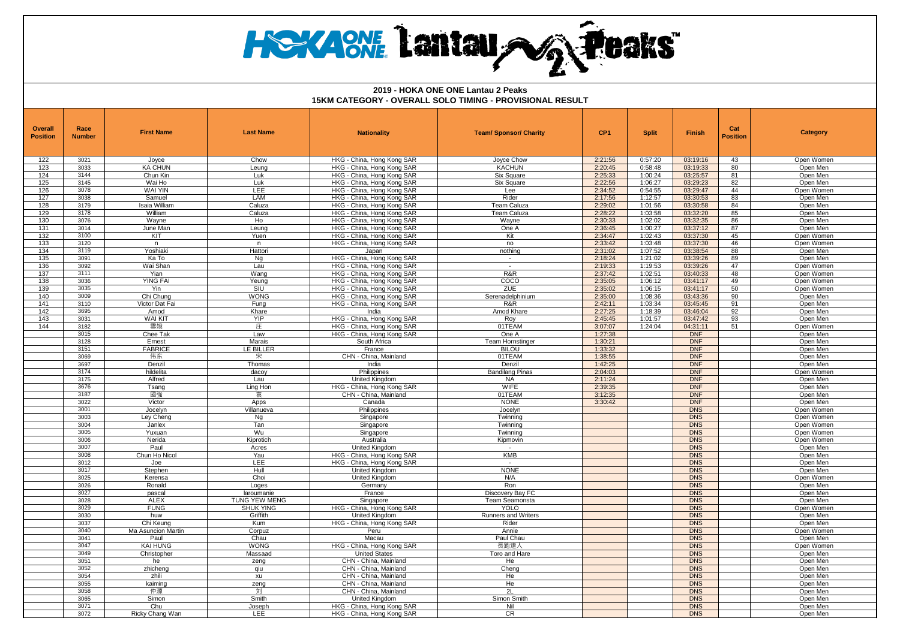# 2019 - HOKA ONE ONE Lantau 2 Peaks

## 15KM CATEGORY - OVERALL SOLO TIMING - PROVISIONAL RESULT

| Overall Position | Race Number | First Name | Last Name | Nationality | Team/ Sponsor/ Charity | CP1 | Split | Finish | Cat Position | Category |
|---|---|---|---|---|---|---|---|---|---|---|
| 122 | 3021 | Joyce | Chow | HKG - China, Hong Kong SAR | Joyce Chow | 2:21:56 | 0:57:20 | 03:19:16 | 43 | Open Women |
| 123 | 3033 | KA CHUN | Leung | HKG - China, Hong Kong SAR | KACHUN | 2:20:45 | 0:58:48 | 03:19:33 | 80 | Open Men |
| 124 | 3144 | Chun Kin | Luk | HKG - China, Hong Kong SAR | Six Square | 2:25:33 | 1:00:24 | 03:25:57 | 81 | Open Men |
| 125 | 3145 | Wai Ho | Luk | HKG - China, Hong Kong SAR | Six Square | 2:22:56 | 1:06:27 | 03:29:23 | 82 | Open Men |
| 126 | 3078 | WAI YIN | LEE | HKG - China, Hong Kong SAR | Lee | 2:34:52 | 0:54:55 | 03:29:47 | 44 | Open Women |
| 127 | 3038 | Samuel | LAM | HKG - China, Hong Kong SAR | Rider | 2:17:56 | 1:12:57 | 03:30:53 | 83 | Open Men |
| 128 | 3179 | Isaia William | Caluza | HKG - China, Hong Kong SAR | Team Caluza | 2:29:02 | 1:01:56 | 03:30:58 | 84 | Open Men |
| 129 | 3178 | William | Caluza | HKG - China, Hong Kong SAR | Team Caluza | 2:28:22 | 1:03:58 | 03:32:20 | 85 | Open Men |
| 130 | 3076 | Wayne | Ho | HKG - China, Hong Kong SAR | Wayne | 2:30:33 | 1:02:02 | 03:32:35 | 86 | Open Men |
| 131 | 3014 | June Man | Leung | HKG - China, Hong Kong SAR | One A | 2:36:45 | 1:00:27 | 03:37:12 | 87 | Open Men |
| 132 | 3100 | KIT | Yuen | HKG - China, Hong Kong SAR | Kit | 2:34:47 | 1:02:43 | 03:37:30 | 45 | Open Women |
| 133 | 3120 | n | n | HKG - China, Hong Kong SAR | no | 2:33:42 | 1:03:48 | 03:37:30 | 46 | Open Women |
| 134 | 3119 | Yoshiaki | Hattori | Japan | nothing | 2:31:02 | 1:07:52 | 03:38:54 | 88 | Open Men |
| 135 | 3091 | Ka To | Ng | HKG - China, Hong Kong SAR | - | 2:18:24 | 1:21:02 | 03:39:26 | 89 | Open Men |
| 136 | 3092 | Wai Shan | Lau | HKG - China, Hong Kong SAR | - | 2:19:33 | 1:19:53 | 03:39:26 | 47 | Open Women |
| 137 | 3111 | Yian | Wang | HKG - China, Hong Kong SAR | R&R | 2:37:42 | 1:02:51 | 03:40:33 | 48 | Open Women |
| 138 | 3036 | YING FAI | Yeung | HKG - China, Hong Kong SAR | COCO | 2:35:05 | 1:06:12 | 03:41:17 | 49 | Open Women |
| 139 | 3035 | Yin | SIU | HKG - China, Hong Kong SAR | ZUE | 2:35:02 | 1:06:15 | 03:41:17 | 50 | Open Women |
| 140 | 3009 | Chi Chung | WONG | HKG - China, Hong Kong SAR | Serenadelphinium | 2:35:00 | 1:08:36 | 03:43:36 | 90 | Open Men |
| 141 | 3110 | Victor Dat Fai | Fung | HKG - China, Hong Kong SAR | R&R | 2:42:11 | 1:03:34 | 03:45:45 | 91 | Open Men |
| 142 | 3695 | Amod | Khare | India | Amod Khare | 2:27:25 | 1:18:39 | 03:46:04 | 92 | Open Men |
| 143 | 3031 | WAI KIT | YIP | HKG - China, Hong Kong SAR | Roy | 2:45:45 | 1:01:57 | 03:47:42 | 93 | Open Men |
| 144 | 3182 | 雪娥 | 庄 | HKG - China, Hong Kong SAR | 01TEAM | 3:07:07 | 1:24:04 | 04:31:11 | 51 | Open Women |
| | 3015 | Chee Tak | Law | HKG - China, Hong Kong SAR | One A | 1:27:38 | | DNF | | Open Men |
| | 3128 | Ernest | Marais | South Africa | Team Hornstinger | 1:30:21 | | DNF | | Open Men |
| | 3151 | FABRICE | LE BILLER | France | BILOU | 1:33:32 | | DNF | | Open Men |
| | 3069 | 伟东 | 宋 | CHN - China, Mainland | 01TEAM | 1:38:55 | | DNF | | Open Men |
| | 3697 | Denzil | Thomas | India | Denzil | 1:42:25 | | DNF | | Open Men |
| | 3174 | hildelita | dacoy | Philippines | Bandilang Pinas | 2:04:03 | | DNF | | Open Women |
| | 3175 | Alfred | Lau | United Kingdom | NA | 2:11:24 | | DNF | | Open Men |
| | 3676 | Tsang | Ling Hon | HKG - China, Hong Kong SAR | WIFE | 2:39:35 | | DNF | | Open Men |
| | 3187 | 國強 | 袁 | CHN - China, Mainland | 01TEAM | 3:12:35 | | DNF | | Open Men |
| | 3022 | Victor | Apps | Canada | NONE | 3:30:42 | | DNF | | Open Men |
| | 3001 | Jocelyn | Villanueva | Philippines | Jocelyn | | | DNS | | Open Women |
| | 3003 | Ley Cheng | Ng | Singapore | Twinning | | | DNS | | Open Women |
| | 3004 | Janlex | Tan | Singapore | Twinning | | | DNS | | Open Women |
| | 3005 | Yuxuan | Wu | Singapore | Twinning | | | DNS | | Open Women |
| | 3006 | Nerida | Kiprotich | Australia | Kipmovin | | | DNS | | Open Women |
| | 3007 | Paul | Acres | United Kingdom | - | | | DNS | | Open Men |
| | 3008 | Chun Ho Nicol | Yau | HKG - China, Hong Kong SAR | KMB | | | DNS | | Open Men |
| | 3012 | Joe | LEE | HKG - China, Hong Kong SAR | - | | | DNS | | Open Men |
| | 3017 | Stephen | Hull | United Kingdom | NONE | | | DNS | | Open Men |
| | 3025 | Kerensa | Choi | United Kingdom | N/A | | | DNS | | Open Women |
| | 3026 | Ronald | Loges | Germany | Ron | | | DNS | | Open Men |
| | 3027 | pascal | laroumanie | France | Discovery Bay FC | | | DNS | | Open Men |
| | 3028 | ALEX | TUNG YEW MENG | Singapore | Team Seamonsta | | | DNS | | Open Men |
| | 3029 | FUNG | SHUK YING | HKG - China, Hong Kong SAR | YOLO | | | DNS | | Open Women |
| | 3030 | huw | Griffith | United Kingdom | Runners and Writers | | | DNS | | Open Men |
| | 3037 | Chi Keung | Kum | HKG - China, Hong Kong SAR | Rider | | | DNS | | Open Men |
| | 3040 | Ma Asuncion Martin | Corpuz | Peru | Annie | | | DNS | | Open Women |
| | 3041 | Paul | Chau | Macau | Paul Chau | | | DNS | | Open Men |
| | 3047 | KAI HUNG | WONG | HKG - China, Hong Kong SAR | 長跑達人 | | | DNS | | Open Women |
| | 3049 | Christopher | Massaad | United States | Toro and Hare | | | DNS | | Open Men |
| | 3051 | he | zeng | CHN - China, Mainland | He | | | DNS | | Open Men |
| | 3052 | zhicheng | qiu | CHN - China, Mainland | Cheng | | | DNS | | Open Men |
| | 3054 | zhili | xu | CHN - China, Mainland | He | | | DNS | | Open Men |
| | 3055 | kaiming | zeng | CHN - China, Mainland | He | | | DNS | | Open Men |
| | 3058 | 仲源 | 刘 | CHN - China, Mainland | 2L | | | DNS | | Open Men |
| | 3065 | Simon | Smith | United Kingdom | Simon Smith | | | DNS | | Open Men |
| | 3071 | Chu | Joseph | HKG - China, Hong Kong SAR | Nil | | | DNS | | Open Men |
| | 3072 | Ricky Chang Wan | LEE | HKG - China, Hong Kong SAR | CR | | | DNS | | Open Men |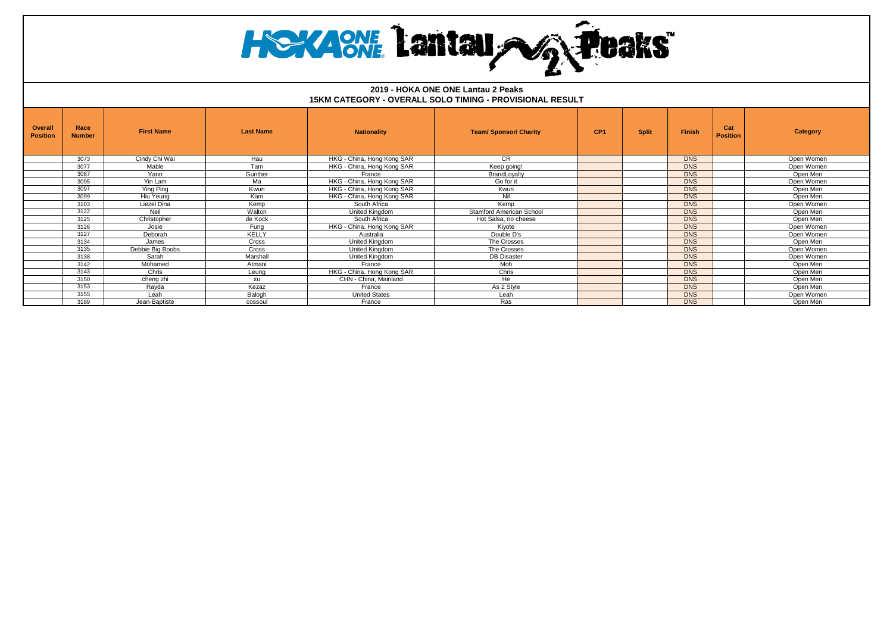## 2019 - HOKA ONE ONE Lantau 2 Peaks

### 15KM CATEGORY - OVERALL SOLO TIMING - PROVISIONAL RESULT

| Overall Position | Race Number | First Name | Last Name | Nationality | Team/ Sponsor/ Charity | CP1 | Split | Finish | Cat Position | Category |
|---|---|---|---|---|---|---|---|---|---|---|
| | 3073 | Cindy Chi Wai | Hau | HKG - China, Hong Kong SAR | CR | | | DNS | | Open Women |
| | 3077 | Mable | Tam | HKG - China, Hong Kong SAR | Keep going! | | | DNS | | Open Women |
| | 3087 | Yann | Gunther | France | BrandLoyalty | | | DNS | | Open Men |
| | 3095 | Yin Lam | Ma | HKG - China, Hong Kong SAR | Go for it | | | DNS | | Open Women |
| | 3097 | Ying Ping | Kwun | HKG - China, Hong Kong SAR | Kwun | | | DNS | | Open Men |
| | 3099 | Hiu Yeung | Kam | HKG - China, Hong Kong SAR | Nil | | | DNS | | Open Men |
| | 3103 | Liezel Dina | Kemp | South Africa | Kemp | | | DNS | | Open Women |
| | 3122 | Neil | Walton | United Kingdom | Stamford American School | | | DNS | | Open Men |
| | 3125 | Christopher | de Kock | South Africa | Hot Salsa, no cheese | | | DNS | | Open Men |
| | 3126 | Josie | Fung | HKG - China, Hong Kong SAR | Kiyote | | | DNS | | Open Women |
| | 3127 | Deborah | KELLY | Australia | Double D's | | | DNS | | Open Women |
| | 3134 | James | Cross | United Kingdom | The Crosses | | | DNS | | Open Men |
| | 3135 | Debbie Big Boobs | Cross | United Kingdom | The Crosses | | | DNS | | Open Women |
| | 3138 | Sarah | Marshall | United Kingdom | DB Disaster | | | DNS | | Open Women |
| | 3142 | Mohamed | Atmani | France | Moh | | | DNS | | Open Men |
| | 3143 | Chris | Leung | HKG - China, Hong Kong SAR | Chris | | | DNS | | Open Men |
| | 3150 | cheng zhi | xu | CHN - China, Mainland | He | | | DNS | | Open Men |
| | 3153 | Rayda | Kezaz | France | As 2 Style | | | DNS | | Open Men |
| | 3155 | Leah | Balogh | United States | Leah | | | DNS | | Open Women |
| | 3189 | Jean-Baptiste | cossoul | France | Ras | | | DNS | | Open Men |